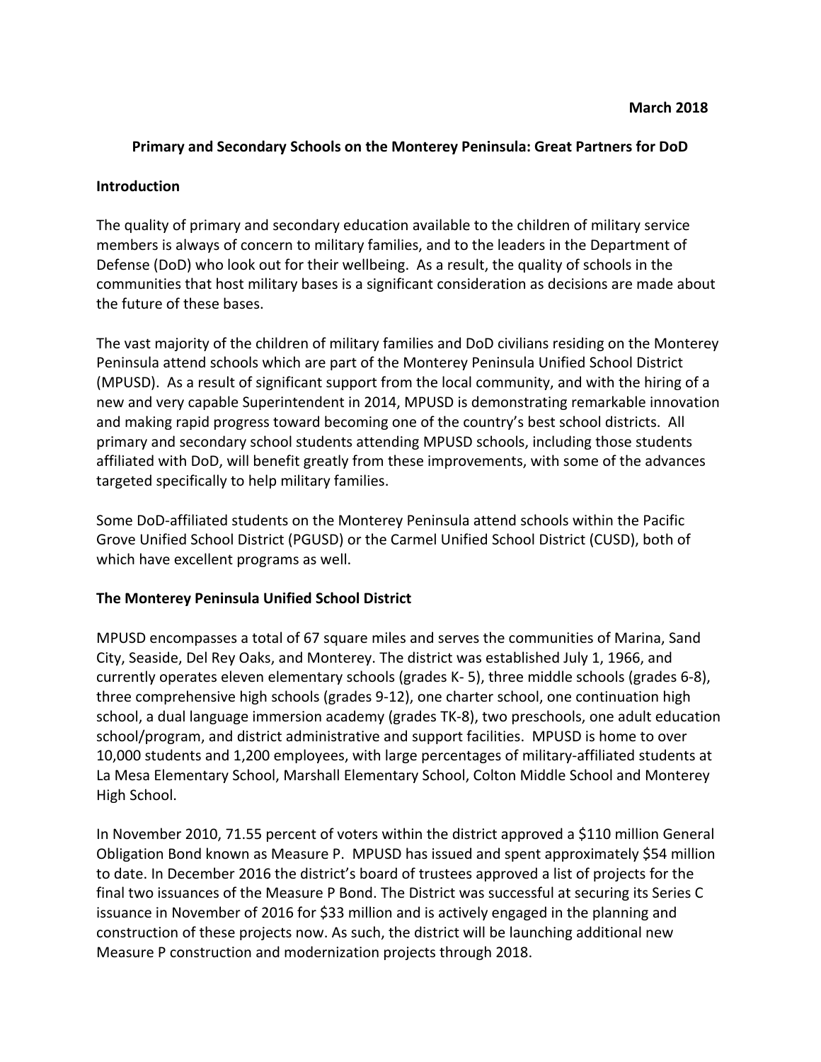**March 2018**

# Primary and Secondary Schools on the Monterey Peninsula: Great Partners for DoD

## Introduction

The quality of primary and secondary education available to the children of military service members is always of concern to military families, and to the leaders in the Department of Defense (DoD) who look out for their wellbeing. As a result, the quality of schools in the communities that host military bases is a significant consideration as decisions are made about the future of these bases.

The vast majority of the children of military families and DoD civilians residing on the Monterey Peninsula attend schools which are part of the Monterey Peninsula Unified School District (MPUSD). As a result of significant support from the local community, and with the hiring of a new and very capable Superintendent in 2014, MPUSD is demonstrating remarkable innovation and making rapid progress toward becoming one of the country's best school districts. All primary and secondary school students attending MPUSD schools, including those students affiliated with DoD, will benefit greatly from these improvements, with some of the advances targeted specifically to help military families.

Some DoD-affiliated students on the Monterey Peninsula attend schools within the Pacific Grove Unified School District (PGUSD) or the Carmel Unified School District (CUSD), both of which have excellent programs as well.

## The Monterey Peninsula Unified School District

MPUSD encompasses a total of 67 square miles and serves the communities of Marina, Sand City, Seaside, Del Rey Oaks, and Monterey. The district was established July 1, 1966, and currently operates eleven elementary schools (grades K- 5), three middle schools (grades 6-8), three comprehensive high schools (grades 9-12), one charter school, one continuation high school, a dual language immersion academy (grades TK-8), two preschools, one adult education school/program, and district administrative and support facilities. MPUSD is home to over 10,000 students and 1,200 employees, with large percentages of military-affiliated students at La Mesa Elementary School, Marshall Elementary School, Colton Middle School and Monterey High School.

In November 2010, 71.55 percent of voters within the district approved a $110 million General Obligation Bond known as Measure P. MPUSD has issued and spent approximately $54 million to date. In December 2016 the district's board of trustees approved a list of projects for the final two issuances of the Measure P Bond. The District was successful at securing its Series C issuance in November of 2016 for $33 million and is actively engaged in the planning and construction of these projects now. As such, the district will be launching additional new Measure P construction and modernization projects through 2018.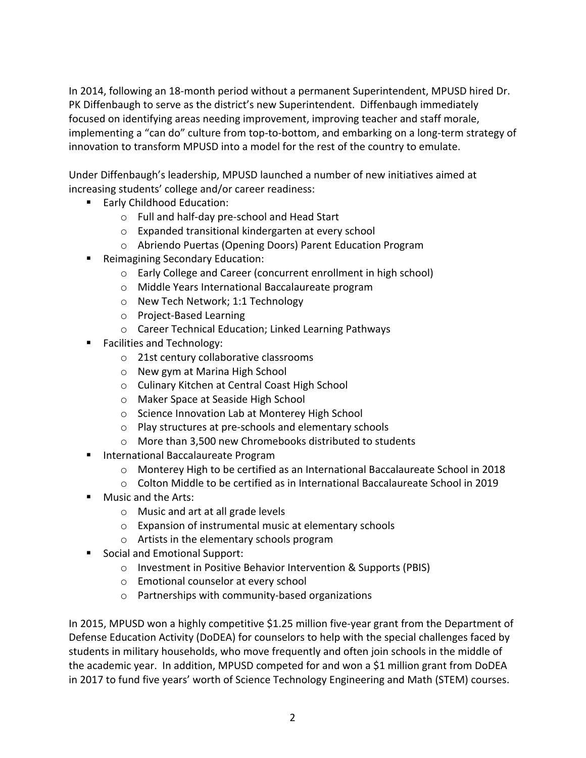In 2014, following an 18-month period without a permanent Superintendent, MPUSD hired Dr. PK Diffenbaugh to serve as the district's new Superintendent. Diffenbaugh immediately focused on identifying areas needing improvement, improving teacher and staff morale, implementing a "can do" culture from top-to-bottom, and embarking on a long-term strategy of innovation to transform MPUSD into a model for the rest of the country to emulate.

Under Diffenbaugh's leadership, MPUSD launched a number of new initiatives aimed at increasing students' college and/or career readiness:

- Early Childhood Education:
  - Full and half-day pre-school and Head Start
  - Expanded transitional kindergarten at every school
  - Abriendo Puertas (Opening Doors) Parent Education Program
- Reimagining Secondary Education:
  - Early College and Career (concurrent enrollment in high school)
  - Middle Years International Baccalaureate program
  - New Tech Network; 1:1 Technology
  - Project-Based Learning
  - Career Technical Education; Linked Learning Pathways
- Facilities and Technology:
  - 21st century collaborative classrooms
  - New gym at Marina High School
  - Culinary Kitchen at Central Coast High School
  - Maker Space at Seaside High School
  - Science Innovation Lab at Monterey High School
  - Play structures at pre-schools and elementary schools
  - More than 3,500 new Chromebooks distributed to students
- International Baccalaureate Program
  - Monterey High to be certified as an International Baccalaureate School in 2018
  - Colton Middle to be certified as in International Baccalaureate School in 2019
- Music and the Arts:
  - Music and art at all grade levels
  - Expansion of instrumental music at elementary schools
  - Artists in the elementary schools program
- Social and Emotional Support:
  - Investment in Positive Behavior Intervention & Supports (PBIS)
  - Emotional counselor at every school
  - Partnerships with community-based organizations

In 2015, MPUSD won a highly competitive $1.25 million five-year grant from the Department of Defense Education Activity (DoDEA) for counselors to help with the special challenges faced by students in military households, who move frequently and often join schools in the middle of the academic year. In addition, MPUSD competed for and won a $1 million grant from DoDEA in 2017 to fund five years' worth of Science Technology Engineering and Math (STEM) courses.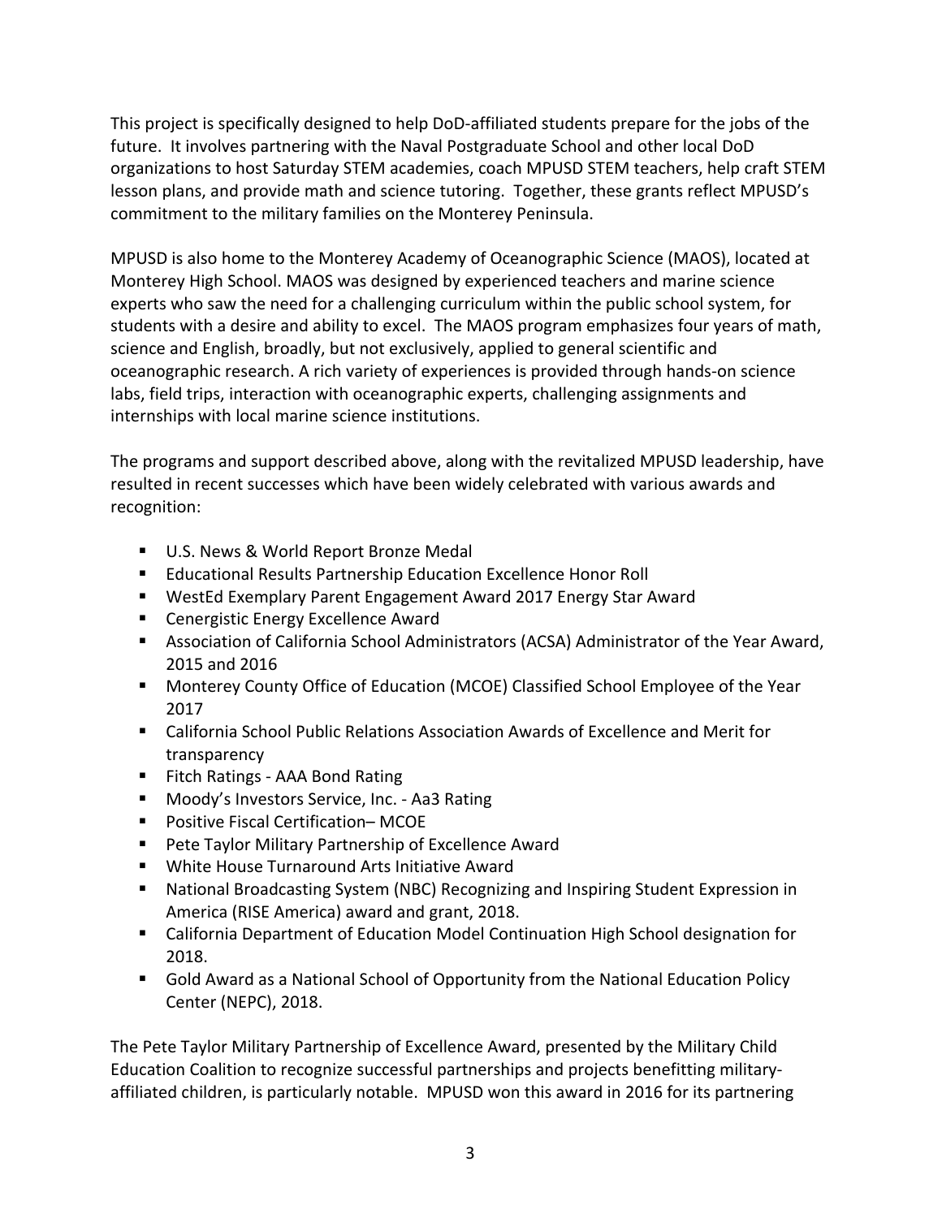This project is specifically designed to help DoD-affiliated students prepare for the jobs of the future. It involves partnering with the Naval Postgraduate School and other local DoD organizations to host Saturday STEM academies, coach MPUSD STEM teachers, help craft STEM lesson plans, and provide math and science tutoring. Together, these grants reflect MPUSD's commitment to the military families on the Monterey Peninsula.

MPUSD is also home to the Monterey Academy of Oceanographic Science (MAOS), located at Monterey High School. MAOS was designed by experienced teachers and marine science experts who saw the need for a challenging curriculum within the public school system, for students with a desire and ability to excel. The MAOS program emphasizes four years of math, science and English, broadly, but not exclusively, applied to general scientific and oceanographic research. A rich variety of experiences is provided through hands-on science labs, field trips, interaction with oceanographic experts, challenging assignments and internships with local marine science institutions.

The programs and support described above, along with the revitalized MPUSD leadership, have resulted in recent successes which have been widely celebrated with various awards and recognition:

- U.S. News & World Report Bronze Medal
- Educational Results Partnership Education Excellence Honor Roll
- WestEd Exemplary Parent Engagement Award 2017 Energy Star Award
- Cenergistic Energy Excellence Award
- Association of California School Administrators (ACSA) Administrator of the Year Award, 2015 and 2016
- Monterey County Office of Education (MCOE) Classified School Employee of the Year 2017
- California School Public Relations Association Awards of Excellence and Merit for transparency
- Fitch Ratings - AAA Bond Rating
- Moody's Investors Service, Inc. - Aa3 Rating
- Positive Fiscal Certification– MCOE
- Pete Taylor Military Partnership of Excellence Award
- White House Turnaround Arts Initiative Award
- National Broadcasting System (NBC) Recognizing and Inspiring Student Expression in America (RISE America) award and grant, 2018.
- California Department of Education Model Continuation High School designation for 2018.
- Gold Award as a National School of Opportunity from the National Education Policy Center (NEPC), 2018.

The Pete Taylor Military Partnership of Excellence Award, presented by the Military Child Education Coalition to recognize successful partnerships and projects benefitting military-affiliated children, is particularly notable. MPUSD won this award in 2016 for its partnering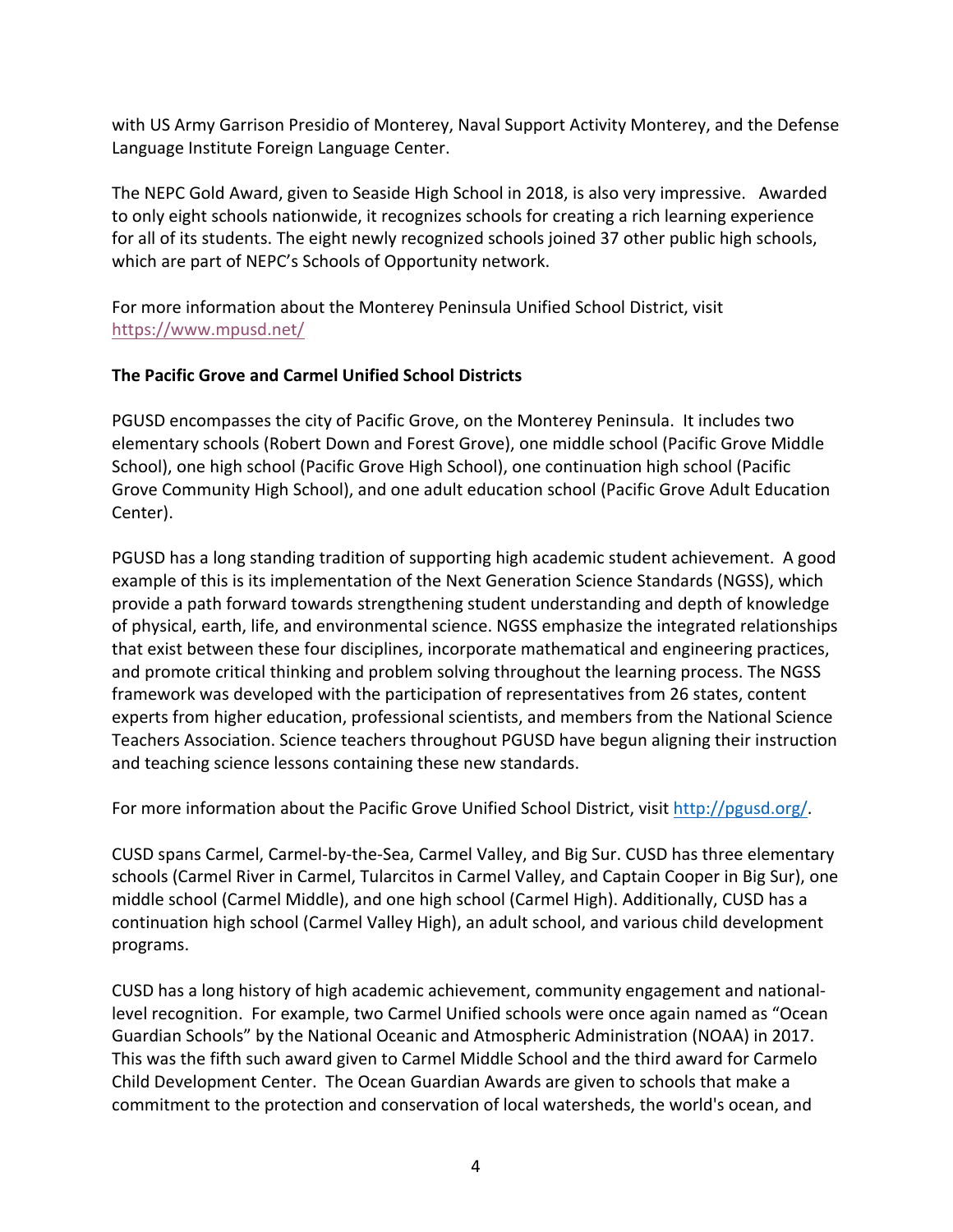with US Army Garrison Presidio of Monterey, Naval Support Activity Monterey, and the Defense Language Institute Foreign Language Center.

The NEPC Gold Award, given to Seaside High School in 2018, is also very impressive. Awarded to only eight schools nationwide, it recognizes schools for creating a rich learning experience for all of its students. The eight newly recognized schools joined 37 other public high schools, which are part of NEPC's Schools of Opportunity network.

For more information about the Monterey Peninsula Unified School District, visit https://www.mpusd.net/

**The Pacific Grove and Carmel Unified School Districts**

PGUSD encompasses the city of Pacific Grove, on the Monterey Peninsula. It includes two elementary schools (Robert Down and Forest Grove), one middle school (Pacific Grove Middle School), one high school (Pacific Grove High School), one continuation high school (Pacific Grove Community High School), and one adult education school (Pacific Grove Adult Education Center).

PGUSD has a long standing tradition of supporting high academic student achievement. A good example of this is its implementation of the Next Generation Science Standards (NGSS), which provide a path forward towards strengthening student understanding and depth of knowledge of physical, earth, life, and environmental science. NGSS emphasize the integrated relationships that exist between these four disciplines, incorporate mathematical and engineering practices, and promote critical thinking and problem solving throughout the learning process. The NGSS framework was developed with the participation of representatives from 26 states, content experts from higher education, professional scientists, and members from the National Science Teachers Association. Science teachers throughout PGUSD have begun aligning their instruction and teaching science lessons containing these new standards.

For more information about the Pacific Grove Unified School District, visit http://pgusd.org/.

CUSD spans Carmel, Carmel-by-the-Sea, Carmel Valley, and Big Sur. CUSD has three elementary schools (Carmel River in Carmel, Tularcitos in Carmel Valley, and Captain Cooper in Big Sur), one middle school (Carmel Middle), and one high school (Carmel High). Additionally, CUSD has a continuation high school (Carmel Valley High), an adult school, and various child development programs.

CUSD has a long history of high academic achievement, community engagement and national-level recognition. For example, two Carmel Unified schools were once again named as "Ocean Guardian Schools" by the National Oceanic and Atmospheric Administration (NOAA) in 2017. This was the fifth such award given to Carmel Middle School and the third award for Carmelo Child Development Center. The Ocean Guardian Awards are given to schools that make a commitment to the protection and conservation of local watersheds, the world's ocean, and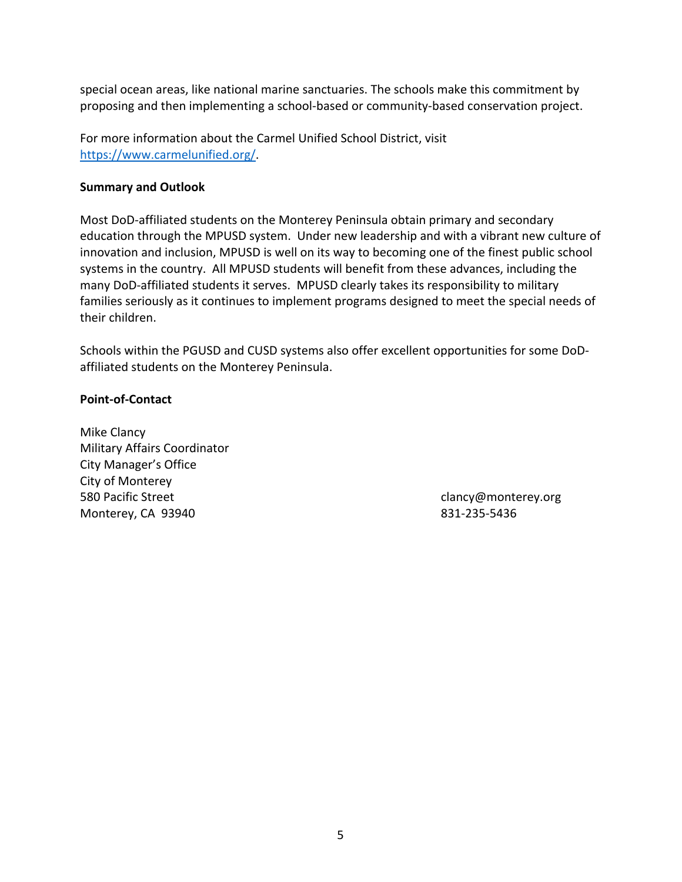special ocean areas, like national marine sanctuaries. The schools make this commitment by proposing and then implementing a school-based or community-based conservation project.

For more information about the Carmel Unified School District, visit [https://www.carmelunified.org/](https://www.carmelunified.org/).

**Summary and Outlook**

Most DoD-affiliated students on the Monterey Peninsula obtain primary and secondary education through the MPUSD system. Under new leadership and with a vibrant new culture of innovation and inclusion, MPUSD is well on its way to becoming one of the finest public school systems in the country. All MPUSD students will benefit from these advances, including the many DoD-affiliated students it serves. MPUSD clearly takes its responsibility to military families seriously as it continues to implement programs designed to meet the special needs of their children.

Schools within the PGUSD and CUSD systems also offer excellent opportunities for some DoD-affiliated students on the Monterey Peninsula.

**Point-of-Contact**

Mike Clancy
Military Affairs Coordinator
City Manager's Office
City of Monterey
580 Pacific Street
Monterey, CA 93940

clancy@monterey.org
831-235-5436